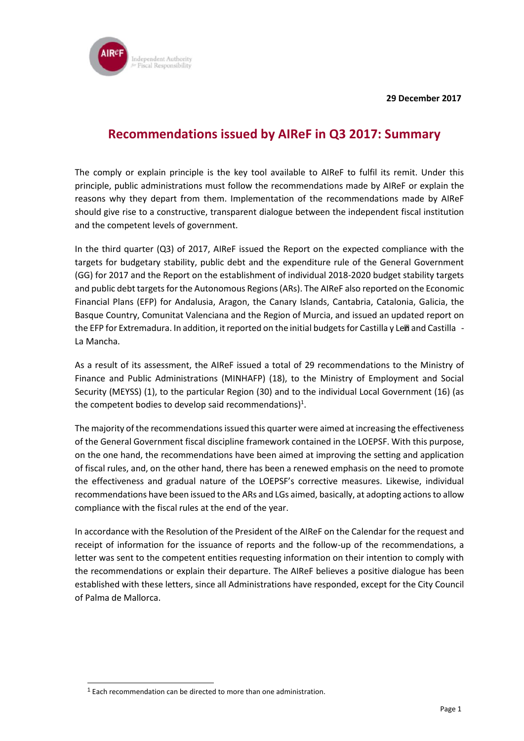29 December 2017

# Recommendations issued by AIReF in Q3 2017: Summary

The comply or explain principle is the key tool available to AIReF to fulfil its remit. Under this principle, public administrations must follow the recommendations made by AIReF or explain the reasons why they depart from them. Implementation of the recommendations made by AIReF should give rise to a constructive, transparent dialogue between the independent fiscal institution and the competent levels of government.

In the third quarter (Q3) of 2017, AIReF issued the Report on the expected compliance with the targets for budgetary stability, public debt and the expenditure rule of the General Government (GG) for 2017 and the Report on the establishment of individual 2018-2020 budget stability targets and public debt targets for the Autonomous Regions (ARs). The AIReF also reported on the Economic Financial Plans (EFP) for Andalusia, Aragon, the Canary Islands, Cantabria, Catalonia, Galicia, the Basque Country, Comunitat Valenciana and the Region of Murcia, and issued an updated report on the EFP for Extremadura. In addition, it reported on the initial budgets for Castilla y León and Castilla - La Mancha.

As a result of its assessment, the AIReF issued a total of 29 recommendations to the Ministry of Finance and Public Administrations (MINHAFP) (18), to the Ministry of Employment and Social Security (MEYSS) (1), to the particular Region (30) and to the individual Local Government (16) (as the competent bodies to develop said recommendations)[1].

The majority of the recommendations issued this quarter were aimed at increasing the effectiveness of the General Government fiscal discipline framework contained in the LOEPSF. With this purpose, on the one hand, the recommendations have been aimed at improving the setting and application of fiscal rules, and, on the other hand, there has been a renewed emphasis on the need to promote the effectiveness and gradual nature of the LOEPSF's corrective measures. Likewise, individual recommendations have been issued to the ARs and LGs aimed, basically, at adopting actions to allow compliance with the fiscal rules at the end of the year.

In accordance with the Resolution of the President of the AIReF on the Calendar for the request and receipt of information for the issuance of reports and the follow-up of the recommendations, a letter was sent to the competent entities requesting information on their intention to comply with the recommendations or explain their departure. The AIReF believes a positive dialogue has been established with these letters, since all Administrations have responded, except for the City Council of Palma de Mallorca.

[1] Each recommendation can be directed to more than one administration.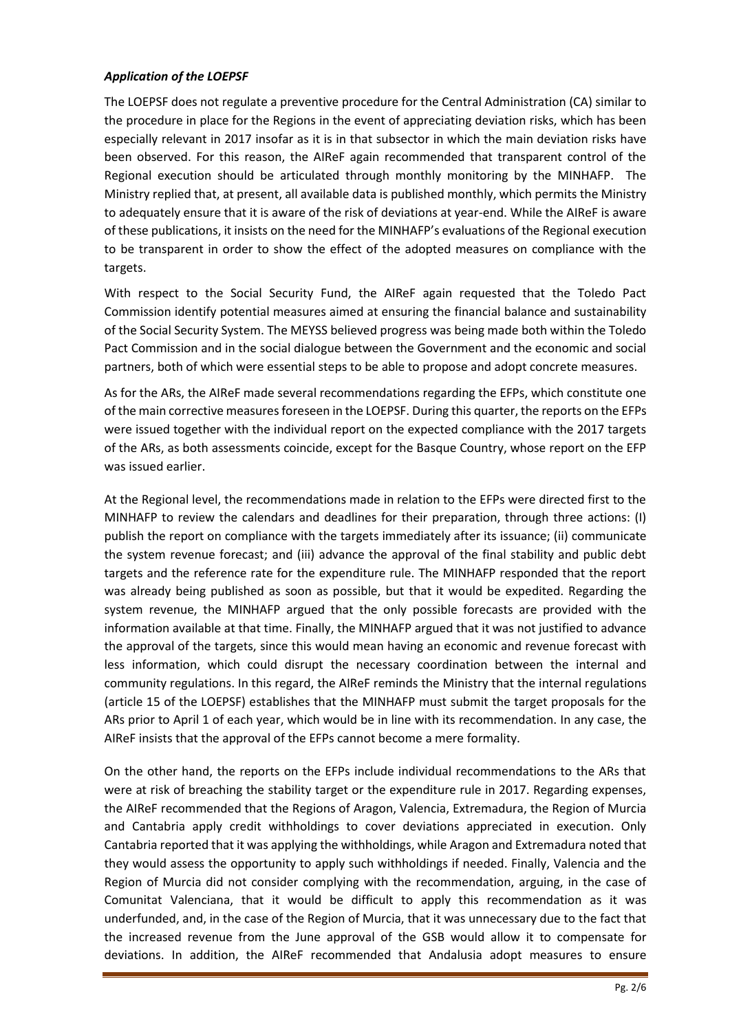### ***Application of the LOEPSF***

The LOEPSF does not regulate a preventive procedure for the Central Administration (CA) similar to the procedure in place for the Regions in the event of appreciating deviation risks, which has been especially relevant in 2017 insofar as it is in that subsector in which the main deviation risks have been observed. For this reason, the AIReF again recommended that transparent control of the Regional execution should be articulated through monthly monitoring by the MINHAFP. The Ministry replied that, at present, all available data is published monthly, which permits the Ministry to adequately ensure that it is aware of the risk of deviations at year-end. While the AIReF is aware of these publications, it insists on the need for the MINHAFP's evaluations of the Regional execution to be transparent in order to show the effect of the adopted measures on compliance with the targets.

With respect to the Social Security Fund, the AIReF again requested that the Toledo Pact Commission identify potential measures aimed at ensuring the financial balance and sustainability of the Social Security System. The MEYSS believed progress was being made both within the Toledo Pact Commission and in the social dialogue between the Government and the economic and social partners, both of which were essential steps to be able to propose and adopt concrete measures.

As for the ARs, the AIReF made several recommendations regarding the EFPs, which constitute one of the main corrective measures foreseen in the LOEPSF. During this quarter, the reports on the EFPs were issued together with the individual report on the expected compliance with the 2017 targets of the ARs, as both assessments coincide, except for the Basque Country, whose report on the EFP was issued earlier.

At the Regional level, the recommendations made in relation to the EFPs were directed first to the MINHAFP to review the calendars and deadlines for their preparation, through three actions: (I) publish the report on compliance with the targets immediately after its issuance; (ii) communicate the system revenue forecast; and (iii) advance the approval of the final stability and public debt targets and the reference rate for the expenditure rule. The MINHAFP responded that the report was already being published as soon as possible, but that it would be expedited. Regarding the system revenue, the MINHAFP argued that the only possible forecasts are provided with the information available at that time. Finally, the MINHAFP argued that it was not justified to advance the approval of the targets, since this would mean having an economic and revenue forecast with less information, which could disrupt the necessary coordination between the internal and community regulations. In this regard, the AIReF reminds the Ministry that the internal regulations (article 15 of the LOEPSF) establishes that the MINHAFP must submit the target proposals for the ARs prior to April 1 of each year, which would be in line with its recommendation. In any case, the AIReF insists that the approval of the EFPs cannot become a mere formality.

On the other hand, the reports on the EFPs include individual recommendations to the ARs that were at risk of breaching the stability target or the expenditure rule in 2017. Regarding expenses, the AIReF recommended that the Regions of Aragon, Valencia, Extremadura, the Region of Murcia and Cantabria apply credit withholdings to cover deviations appreciated in execution. Only Cantabria reported that it was applying the withholdings, while Aragon and Extremadura noted that they would assess the opportunity to apply such withholdings if needed. Finally, Valencia and the Region of Murcia did not consider complying with the recommendation, arguing, in the case of Comunitat Valenciana, that it would be difficult to apply this recommendation as it was underfunded, and, in the case of the Region of Murcia, that it was unnecessary due to the fact that the increased revenue from the June approval of the GSB would allow it to compensate for deviations. In addition, the AIReF recommended that Andalusia adopt measures to ensure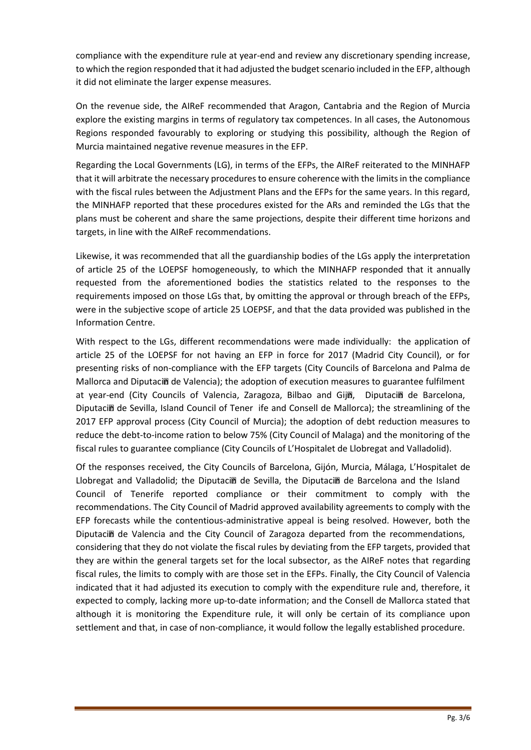compliance with the expenditure rule at year-end and review any discretionary spending increase, to which the region responded that it had adjusted the budget scenario included in the EFP, although it did not eliminate the larger expense measures.

On the revenue side, the AIReF recommended that Aragon, Cantabria and the Region of Murcia explore the existing margins in terms of regulatory tax competences. In all cases, the Autonomous Regions responded favourably to exploring or studying this possibility, although the Region of Murcia maintained negative revenue measures in the EFP.

Regarding the Local Governments (LG), in terms of the EFPs, the AIReF reiterated to the MINHAFP that it will arbitrate the necessary procedures to ensure coherence with the limits in the compliance with the fiscal rules between the Adjustment Plans and the EFPs for the same years. In this regard, the MINHAFP reported that these procedures existed for the ARs and reminded the LGs that the plans must be coherent and share the same projections, despite their different time horizons and targets, in line with the AIReF recommendations.

Likewise, it was recommended that all the guardianship bodies of the LGs apply the interpretation of article 25 of the LOEPSF homogeneously, to which the MINHAFP responded that it annually requested from the aforementioned bodies the statistics related to the responses to the requirements imposed on those LGs that, by omitting the approval or through breach of the EFPs, were in the subjective scope of article 25 LOEPSF, and that the data provided was published in the Information Centre.

With respect to the LGs, different recommendations were made individually: the application of article 25 of the LOEPSF for not having an EFP in force for 2017 (Madrid City Council), or for presenting risks of non-compliance with the EFP targets (City Councils of Barcelona and Palma de Mallorca and Diputación de Valencia); the adoption of execution measures to guarantee fulfilment at year-end (City Councils of Valencia, Zaragoza, Bilbao and Gijón, Diputación de Barcelona, Diputación de Sevilla, Island Council of Tenerife and Consell de Mallorca); the streamlining of the 2017 EFP approval process (City Council of Murcia); the adoption of debt reduction measures to reduce the debt-to-income ration to below 75% (City Council of Malaga) and the monitoring of the fiscal rules to guarantee compliance (City Councils of L'Hospitalet de Llobregat and Valladolid).

Of the responses received, the City Councils of Barcelona, Gijón, Murcia, Málaga, L'Hospitalet de Llobregat and Valladolid; the Diputación de Sevilla, the Diputación de Barcelona and the Island Council of Tenerife reported compliance or their commitment to comply with the recommendations. The City Council of Madrid approved availability agreements to comply with the EFP forecasts while the contentious-administrative appeal is being resolved. However, both the Diputación de Valencia and the City Council of Zaragoza departed from the recommendations, considering that they do not violate the fiscal rules by deviating from the EFP targets, provided that they are within the general targets set for the local subsector, as the AIReF notes that regarding fiscal rules, the limits to comply with are those set in the EFPs. Finally, the City Council of Valencia indicated that it had adjusted its execution to comply with the expenditure rule and, therefore, it expected to comply, lacking more up-to-date information; and the Consell de Mallorca stated that although it is monitoring the Expenditure rule, it will only be certain of its compliance upon settlement and that, in case of non-compliance, it would follow the legally established procedure.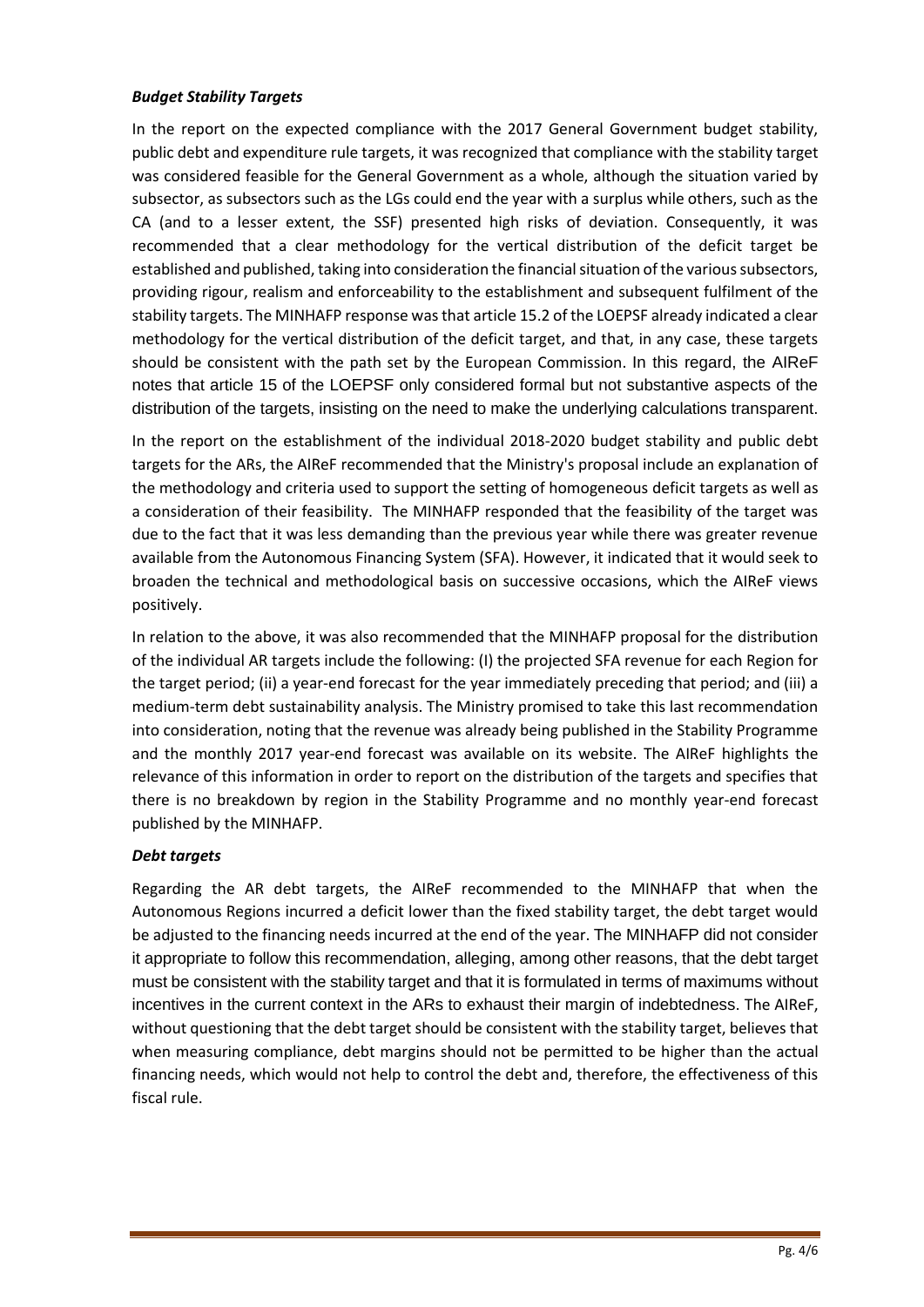### *Budget Stability Targets*

In the report on the expected compliance with the 2017 General Government budget stability, public debt and expenditure rule targets, it was recognized that compliance with the stability target was considered feasible for the General Government as a whole, although the situation varied by subsector, as subsectors such as the LGs could end the year with a surplus while others, such as the CA (and to a lesser extent, the SSF) presented high risks of deviation. Consequently, it was recommended that a clear methodology for the vertical distribution of the deficit target be established and published, taking into consideration the financial situation of the various subsectors, providing rigour, realism and enforceability to the establishment and subsequent fulfilment of the stability targets. The MINHAFP response was that article 15.2 of the LOEPSF already indicated a clear methodology for the vertical distribution of the deficit target, and that, in any case, these targets should be consistent with the path set by the European Commission. In this regard, the AIReF notes that article 15 of the LOEPSF only considered formal but not substantive aspects of the distribution of the targets, insisting on the need to make the underlying calculations transparent.

In the report on the establishment of the individual 2018-2020 budget stability and public debt targets for the ARs, the AIReF recommended that the Ministry's proposal include an explanation of the methodology and criteria used to support the setting of homogeneous deficit targets as well as a consideration of their feasibility. The MINHAFP responded that the feasibility of the target was due to the fact that it was less demanding than the previous year while there was greater revenue available from the Autonomous Financing System (SFA). However, it indicated that it would seek to broaden the technical and methodological basis on successive occasions, which the AIReF views positively.

In relation to the above, it was also recommended that the MINHAFP proposal for the distribution of the individual AR targets include the following: (I) the projected SFA revenue for each Region for the target period; (ii) a year-end forecast for the year immediately preceding that period; and (iii) a medium-term debt sustainability analysis. The Ministry promised to take this last recommendation into consideration, noting that the revenue was already being published in the Stability Programme and the monthly 2017 year-end forecast was available on its website. The AIReF highlights the relevance of this information in order to report on the distribution of the targets and specifies that there is no breakdown by region in the Stability Programme and no monthly year-end forecast published by the MINHAFP.

### *Debt targets*

Regarding the AR debt targets, the AIReF recommended to the MINHAFP that when the Autonomous Regions incurred a deficit lower than the fixed stability target, the debt target would be adjusted to the financing needs incurred at the end of the year. The MINHAFP did not consider it appropriate to follow this recommendation, alleging, among other reasons, that the debt target must be consistent with the stability target and that it is formulated in terms of maximums without incentives in the current context in the ARs to exhaust their margin of indebtedness. The AIReF, without questioning that the debt target should be consistent with the stability target, believes that when measuring compliance, debt margins should not be permitted to be higher than the actual financing needs, which would not help to control the debt and, therefore, the effectiveness of this fiscal rule.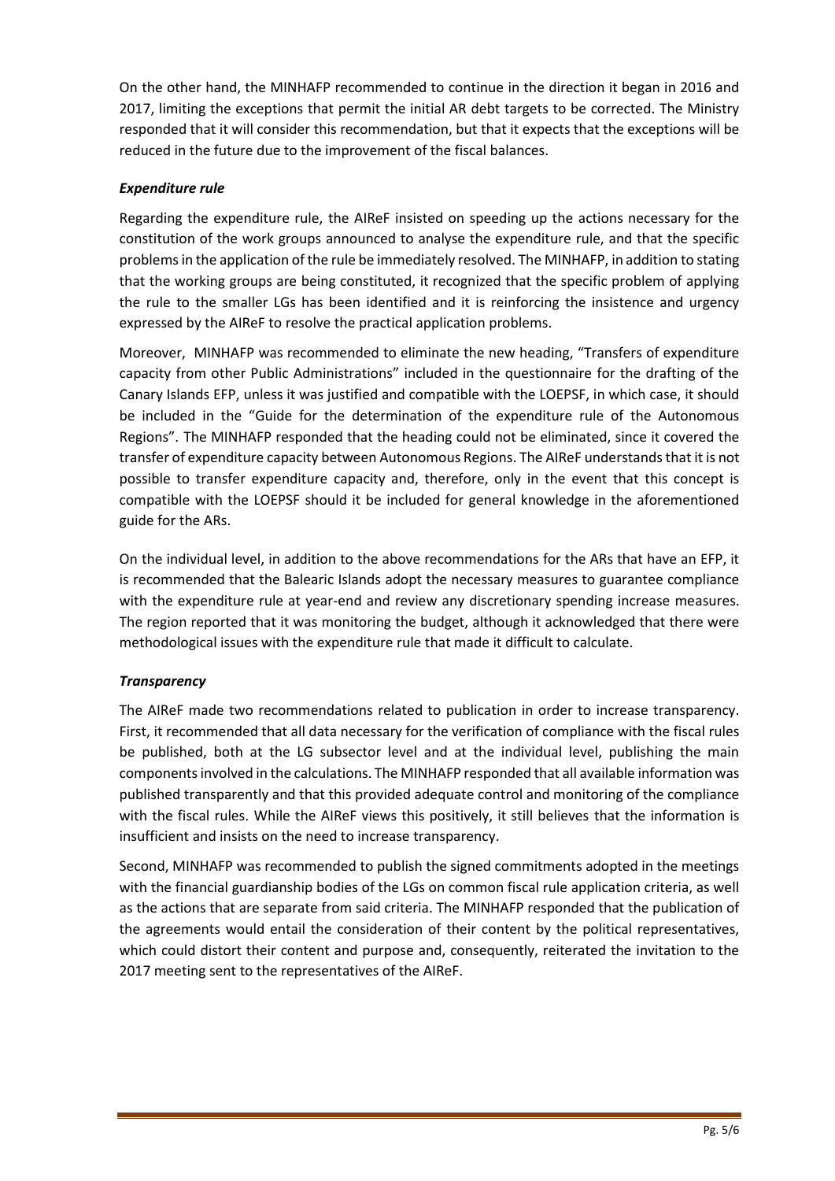On the other hand, the MINHAFP recommended to continue in the direction it began in 2016 and 2017, limiting the exceptions that permit the initial AR debt targets to be corrected. The Ministry responded that it will consider this recommendation, but that it expects that the exceptions will be reduced in the future due to the improvement of the fiscal balances.

### *Expenditure rule*

Regarding the expenditure rule, the AIReF insisted on speeding up the actions necessary for the constitution of the work groups announced to analyse the expenditure rule, and that the specific problems in the application of the rule be immediately resolved. The MINHAFP, in addition to stating that the working groups are being constituted, it recognized that the specific problem of applying the rule to the smaller LGs has been identified and it is reinforcing the insistence and urgency expressed by the AIReF to resolve the practical application problems.

Moreover, MINHAFP was recommended to eliminate the new heading, "Transfers of expenditure capacity from other Public Administrations" included in the questionnaire for the drafting of the Canary Islands EFP, unless it was justified and compatible with the LOEPSF, in which case, it should be included in the "Guide for the determination of the expenditure rule of the Autonomous Regions". The MINHAFP responded that the heading could not be eliminated, since it covered the transfer of expenditure capacity between Autonomous Regions. The AIReF understands that it is not possible to transfer expenditure capacity and, therefore, only in the event that this concept is compatible with the LOEPSF should it be included for general knowledge in the aforementioned guide for the ARs.

On the individual level, in addition to the above recommendations for the ARs that have an EFP, it is recommended that the Balearic Islands adopt the necessary measures to guarantee compliance with the expenditure rule at year-end and review any discretionary spending increase measures. The region reported that it was monitoring the budget, although it acknowledged that there were methodological issues with the expenditure rule that made it difficult to calculate.

### *Transparency*

The AIReF made two recommendations related to publication in order to increase transparency. First, it recommended that all data necessary for the verification of compliance with the fiscal rules be published, both at the LG subsector level and at the individual level, publishing the main components involved in the calculations. The MINHAFP responded that all available information was published transparently and that this provided adequate control and monitoring of the compliance with the fiscal rules. While the AIReF views this positively, it still believes that the information is insufficient and insists on the need to increase transparency.

Second, MINHAFP was recommended to publish the signed commitments adopted in the meetings with the financial guardianship bodies of the LGs on common fiscal rule application criteria, as well as the actions that are separate from said criteria. The MINHAFP responded that the publication of the agreements would entail the consideration of their content by the political representatives, which could distort their content and purpose and, consequently, reiterated the invitation to the 2017 meeting sent to the representatives of the AIReF.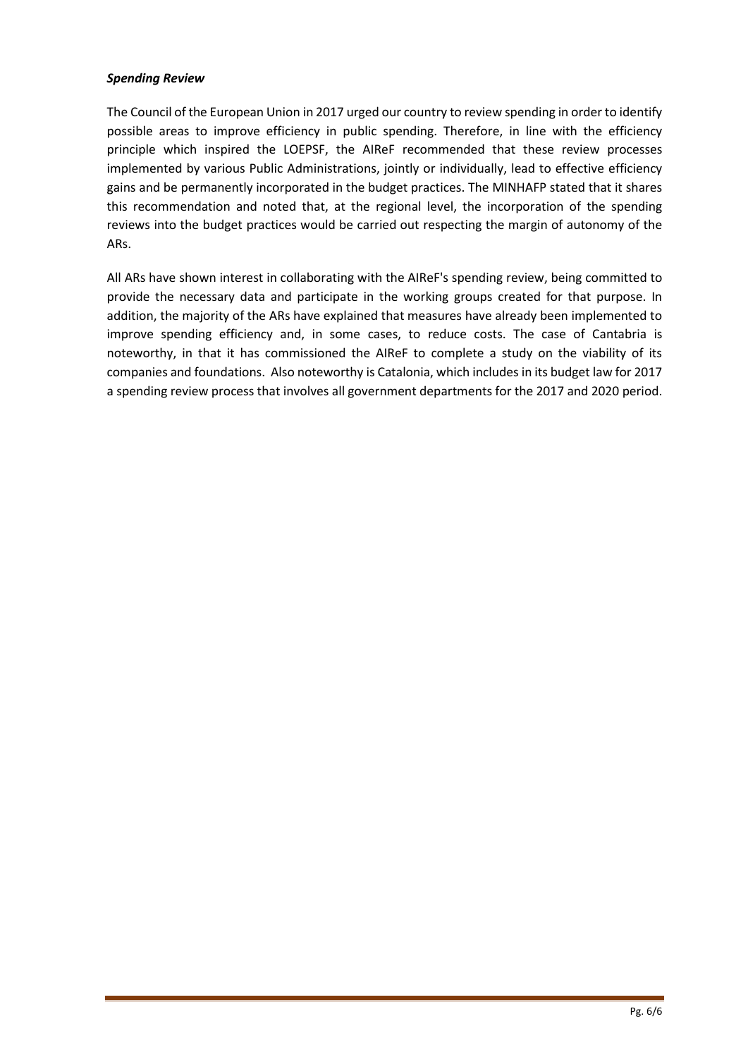***Spending Review***

The Council of the European Union in 2017 urged our country to review spending in order to identify possible areas to improve efficiency in public spending. Therefore, in line with the efficiency principle which inspired the LOEPSF, the AIReF recommended that these review processes implemented by various Public Administrations, jointly or individually, lead to effective efficiency gains and be permanently incorporated in the budget practices. The MINHAFP stated that it shares this recommendation and noted that, at the regional level, the incorporation of the spending reviews into the budget practices would be carried out respecting the margin of autonomy of the ARs.

All ARs have shown interest in collaborating with the AIReF's spending review, being committed to provide the necessary data and participate in the working groups created for that purpose. In addition, the majority of the ARs have explained that measures have already been implemented to improve spending efficiency and, in some cases, to reduce costs. The case of Cantabria is noteworthy, in that it has commissioned the AIReF to complete a study on the viability of its companies and foundations. Also noteworthy is Catalonia, which includes in its budget law for 2017 a spending review process that involves all government departments for the 2017 and 2020 period.